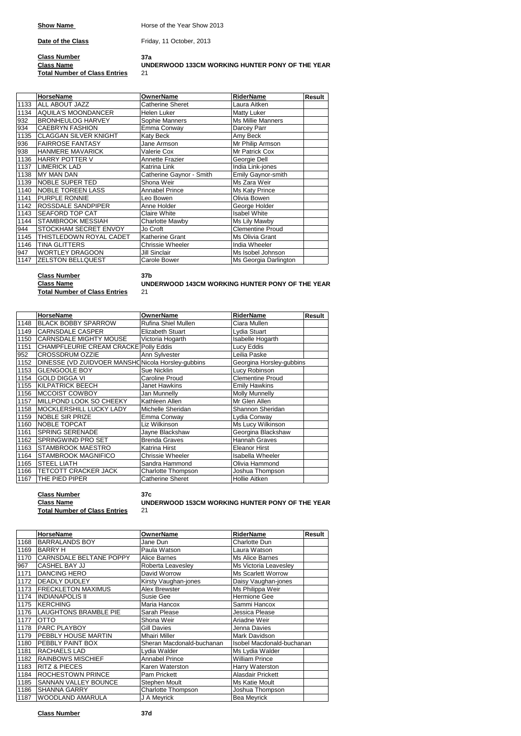**Show Name** Horse of the Year Show 2013

**Date of the Class** Friday, 11 October, 2013

**Class Number** 37a
**Class Name** UNDERWOOD 133CM WORKING HUNTER PONY OF THE YEAR
**Total Number of Class Entries** 21

| | HorseName | OwnerName | RiderName | Result |
|---|---|---|---|---|
| 1133 | ALL ABOUT JAZZ | Catherine Sheret | Laura Aitken | |
| 1134 | AQUILA'S MOONDANCER | Helen Luker | Matty Luker | |
| 932 | BRONHEULOG HARVEY | Sophie Manners | Ms Millie Manners | |
| 934 | CAEBRYN FASHION | Emma Conway | Darcey Parr | |
| 1135 | CLAGGAN SILVER KNIGHT | Katy Beck | Amy Beck | |
| 936 | FAIRROSE FANTASY | Jane Armson | Mr Philip Armson | |
| 938 | HANMERE MAVARICK | Valerie Cox | Mr Patrick Cox | |
| 1136 | HARRY POTTER V | Annette Frazier | Georgie Dell | |
| 1137 | LIMERICK LAD | Katrina Link | India Link-jones | |
| 1138 | MY MAN DAN | Catherine Gaynor - Smith | Emily Gaynor-smith | |
| 1139 | NOBLE SUPER TED | Shona Weir | Ms Zara Weir | |
| 1140 | NOBLE TOREEN LASS | Annabel Prince | Ms Katy Prince | |
| 1141 | PURPLE RONNIE | Leo Bowen | Olivia Bowen | |
| 1142 | ROSSDALE SANDPIPER | Anne Holder | George Holder | |
| 1143 | SEAFORD TOP CAT | Claire White | Isabel White | |
| 1144 | STAMBROOK MESSIAH | Charlotte Mawby | Ms Lily Mawby | |
| 944 | STOCKHAM SECRET ENVOY | Jo Croft | Clementine Proud | |
| 1145 | THISTLEDOWN ROYAL CADET | Katherine Grant | Ms Olivia Grant | |
| 1146 | TINA GLITTERS | Chrissie Wheeler | India Wheeler | |
| 947 | WORTLEY DRAGOON | Jill Sinclair | Ms Isobel Johnson | |
| 1147 | ZELSTON BELLQUEST | Carole Bower | Ms Georgia Darlington | |

**Class Number** 37b
**Class Name** UNDERWOOD 143CM WORKING HUNTER PONY OF THE YEAR
**Total Number of Class Entries** 21

| | HorseName | OwnerName | RiderName | Result |
|---|---|---|---|---|
| 1148 | BLACK BOBBY SPARROW | Rufina Shiel Mullen | Ciara Mullen | |
| 1149 | CARNSDALE CASPER | Elizabeth Stuart | Lydia Stuart | |
| 1150 | CARNSDALE MIGHTY MOUSE | Victoria Hogarth | Isabelle Hogarth | |
| 1151 | CHAMPFLEURIE CREAM CRACKE | Polly Eddis | Lucy Eddis | |
| 952 | CROSSDRUM OZZIE | Ann Sylvester | Leilia Paske | |
| 1152 | DINESSE (VD ZUIDVOER MANSHO | Nicola Horsley-gubbins | Georgina Horsley-gubbins | |
| 1153 | GLENGOOLE BOY | Sue Nicklin | Lucy Robinson | |
| 1154 | GOLD DIGGA VI | Caroline Proud | Clementine Proud | |
| 1155 | KILPATRICK BEECH | Janet Hawkins | Emily Hawkins | |
| 1156 | MCCOIST COWBOY | Jan Munnelly | Molly Munnelly | |
| 1157 | MILLPOND LOOK SO CHEEKY | Kathleen Allen | Mr Glen Allen | |
| 1158 | MOCKLERSHILL LUCKY LADY | Michelle Sheridan | Shannon Sheridan | |
| 1159 | NOBLE SIR PRIZE | Emma Conway | Lydia Conway | |
| 1160 | NOBLE TOPCAT | Liz Wilkinson | Ms Lucy Wilkinson | |
| 1161 | SPRING SERENADE | Jayne Blackshaw | Georgina Blackshaw | |
| 1162 | SPRINGWIND PRO SET | Brenda Graves | Hannah Graves | |
| 1163 | STAMBROOK MAESTRO | Katrina Hirst | Eleanor Hirst | |
| 1164 | STAMBROOK MAGNIFICO | Chrissie Wheeler | Isabella Wheeler | |
| 1165 | STEEL LIATH | Sandra Hammond | Olivia Hammond | |
| 1166 | TETCOTT CRACKER JACK | Charlotte Thompson | Joshua Thompson | |
| 1167 | THE PIED PIPER | Catherine Sheret | Hollie Aitken | |

**Class Number** 37c
**Class Name** UNDERWOOD 153CM WORKING HUNTER PONY OF THE YEAR
**Total Number of Class Entries** 21

| | HorseName | OwnerName | RiderName | Result |
|---|---|---|---|---|
| 1168 | BARRALANDS BOY | Jane Dun | Charlotte Dun | |
| 1169 | BARRY H | Paula Watson | Laura Watson | |
| 1170 | CARNSDALE BELTANE POPPY | Alice Barnes | Ms Alice Barnes | |
| 967 | CASHEL BAY JJ | Roberta Leavesley | Ms Victoria Leavesley | |
| 1171 | DANCING HERO | David Worrow | Ms Scarlett Worrow | |
| 1172 | DEADLY DUDLEY | Kirsty Vaughan-jones | Daisy Vaughan-jones | |
| 1173 | FRECKLETON MAXIMUS | Alex Brewster | Ms Philippa Weir | |
| 1174 | INDIANAPOLIS II | Susie Gee | Hermione Gee | |
| 1175 | KERCHING | Maria Hancox | Sammi Hancox | |
| 1176 | LAUGHTONS BRAMBLE PIE | Sarah Please | Jessica Please | |
| 1177 | OTTO | Shona Weir | Ariadne Weir | |
| 1178 | PARC PLAYBOY | Gill Davies | Jenna Davies | |
| 1179 | PEBBLY HOUSE MARTIN | Mhairi Miller | Mark Davidson | |
| 1180 | PEBBLY PAINT BOX | Sheran Macdonald-buchanan | Isobel Macdonald-buchanan | |
| 1181 | RACHAELS LAD | Lydia Walder | Ms Lydia Walder | |
| 1182 | RAINBOWS MISCHIEF | Annabel Prince | William Prince | |
| 1183 | RITZ & PIECES | Karen Waterston | Harry Waterston | |
| 1184 | ROCHESTOWN PRINCE | Pam Prickett | Alasdair Prickett | |
| 1185 | SANNAN VALLEY BOUNCE | Stephen Moult | Ms Katie Moult | |
| 1186 | SHANNA GARRY | Charlotte Thompson | Joshua Thompson | |
| 1187 | WOODLAND AMARULA | J A Meyrick | Bea Meyrick | |

**Class Number** 37d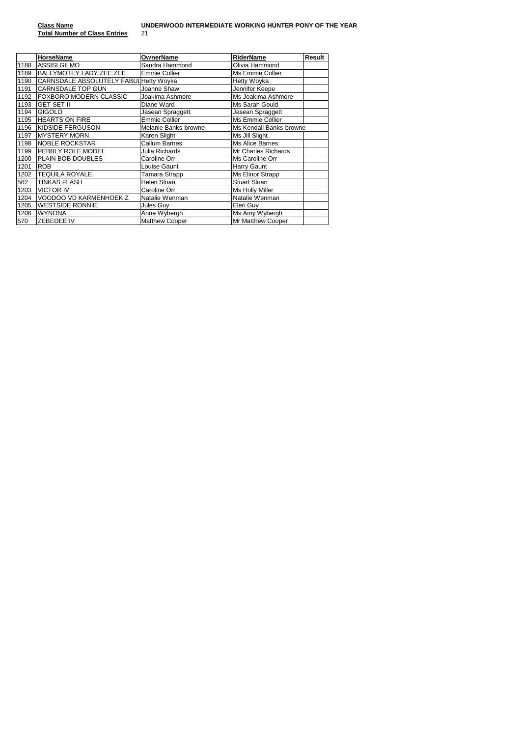**Class Name** UNDERWOOD INTERMEDIATE WORKING HUNTER PONY OF THE YEAR

**Total Number of Class Entries** 21

| | HorseName | OwnerName | RiderName | Result |
|---|---|---|---|---|
| 1188 | ASSISI GILMO | Sandra Hammond | Olivia Hammond | |
| 1189 | BALLYMOTEY LADY ZEE ZEE | Emmie Collier | Ms Emmie Collier | |
| 1190 | CARNSDALE ABSOLUTELY FABUL | Hetty Woyka | Hetty Woyka | |
| 1191 | CARNSDALE TOP GUN | Joanne Shaw | Jennifer Keepe | |
| 1192 | FOXBORO MODERN CLASSIC | Joakima Ashmore | Ms Joakima Ashmore | |
| 1193 | GET SET II | Diane Ward | Ms Sarah Gould | |
| 1194 | GIGOLO | Jasean Spraggett | Jasean Spraggett | |
| 1195 | HEARTS ON FIRE | Emmie Collier | Ms Emmie Collier | |
| 1196 | KIDSIDE FERGUSON | Melanie Banks-browne | Ms Kendall Banks-browne | |
| 1197 | MYSTERY MORN | Karen Slight | Ms Jill Slight | |
| 1198 | NOBLE ROCKSTAR | Callum Barnes | Ms Alice Barnes | |
| 1199 | PEBBLY ROLE MODEL | Julia Richards | Mr Charles Richards | |
| 1200 | PLAIN BOB DOUBLES | Caroline Orr | Ms Caroline Orr | |
| 1201 | ROB | Louise Gaunt | Harry Gaunt | |
| 1202 | TEQUILA ROYALE | Tamara Strapp | Ms Elinor Strapp | |
| 562 | TINKAS FLASH | Helen Sloan | Stuart Sloan | |
| 1203 | VICTOR IV | Caroline Orr | Ms Holly Miller | |
| 1204 | VOODOO VD KARMENHOEK Z | Natalie Wenman | Natalie Wenman | |
| 1205 | WESTSIDE RONNIE | Jules Guy | Eleri Guy | |
| 1206 | WYNONA | Anne Wybergh | Ms Amy Wybergh | |
| 570 | ZEBEDEE IV | Matthew Cooper | Mr Matthew Cooper | |